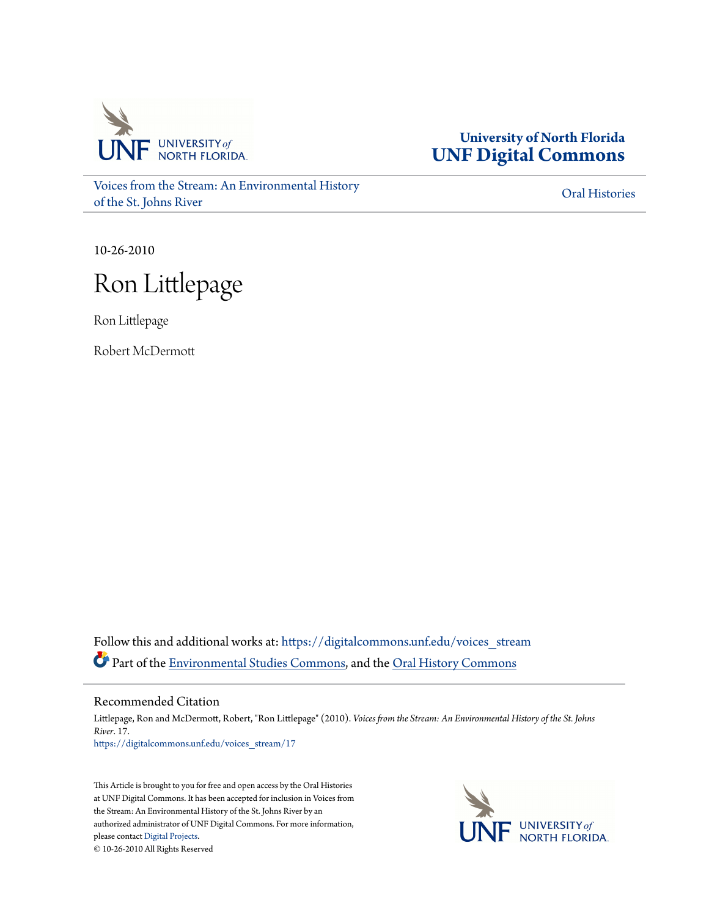University of North Florida
**UNF Digital Commons**

Voices from the Stream: An Environmental History of the St. Johns River | Oral Histories

10-26-2010

# Ron Littlepage

Ron Littlepage

Robert McDermott

Follow this and additional works at: https://digitalcommons.unf.edu/voices_stream

Part of the Environmental Studies Commons, and the Oral History Commons

## Recommended Citation

Littlepage, Ron and McDermott, Robert, "Ron Littlepage" (2010). *Voices from the Stream: An Environmental History of the St. Johns River*. 17.
https://digitalcommons.unf.edu/voices_stream/17

This Article is brought to you for free and open access by the Oral Histories at UNF Digital Commons. It has been accepted for inclusion in Voices from the Stream: An Environmental History of the St. Johns River by an authorized administrator of UNF Digital Commons. For more information, please contact Digital Projects.
© 10-26-2010 All Rights Reserved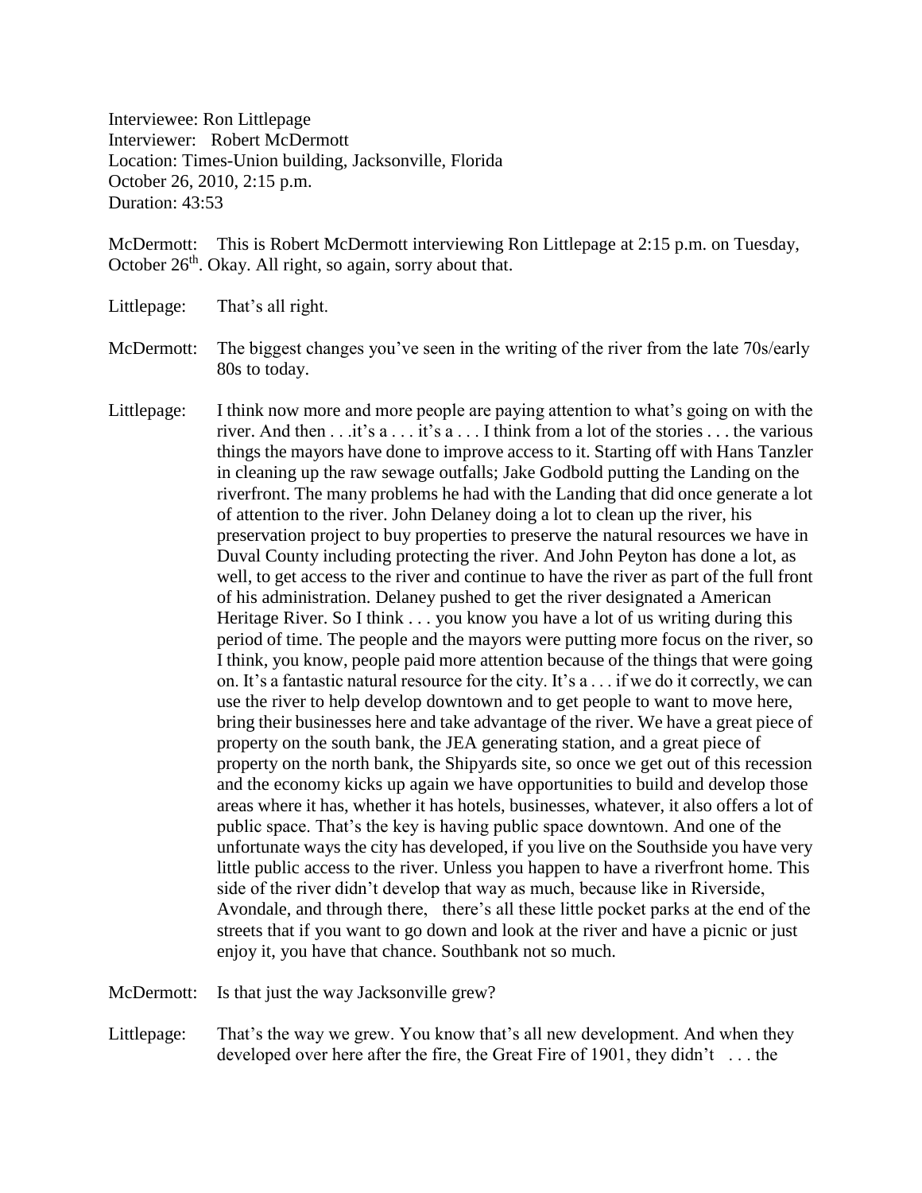Interviewee: Ron Littlepage
Interviewer: Robert McDermott
Location: Times-Union building, Jacksonville, Florida
October 26, 2010, 2:15 p.m.
Duration: 43:53

McDermott: This is Robert McDermott interviewing Ron Littlepage at 2:15 p.m. on Tuesday, October 26th. Okay. All right, so again, sorry about that.

Littlepage: That's all right.

McDermott: The biggest changes you've seen in the writing of the river from the late 70s/early 80s to today.

Littlepage: I think now more and more people are paying attention to what's going on with the river. And then . . .it's a . . . it's a . . . I think from a lot of the stories . . . the various things the mayors have done to improve access to it. Starting off with Hans Tanzler in cleaning up the raw sewage outfalls; Jake Godbold putting the Landing on the riverfront. The many problems he had with the Landing that did once generate a lot of attention to the river. John Delaney doing a lot to clean up the river, his preservation project to buy properties to preserve the natural resources we have in Duval County including protecting the river. And John Peyton has done a lot, as well, to get access to the river and continue to have the river as part of the full front of his administration. Delaney pushed to get the river designated a American Heritage River. So I think . . . you know you have a lot of us writing during this period of time. The people and the mayors were putting more focus on the river, so I think, you know, people paid more attention because of the things that were going on. It's a fantastic natural resource for the city. It's a . . . if we do it correctly, we can use the river to help develop downtown and to get people to want to move here, bring their businesses here and take advantage of the river. We have a great piece of property on the south bank, the JEA generating station, and a great piece of property on the north bank, the Shipyards site, so once we get out of this recession and the economy kicks up again we have opportunities to build and develop those areas where it has, whether it has hotels, businesses, whatever, it also offers a lot of public space. That's the key is having public space downtown. And one of the unfortunate ways the city has developed, if you live on the Southside you have very little public access to the river. Unless you happen to have a riverfront home. This side of the river didn't develop that way as much, because like in Riverside, Avondale, and through there, there's all these little pocket parks at the end of the streets that if you want to go down and look at the river and have a picnic or just enjoy it, you have that chance. Southbank not so much.

McDermott: Is that just the way Jacksonville grew?

Littlepage: That's the way we grew. You know that's all new development. And when they developed over here after the fire, the Great Fire of 1901, they didn't . . . the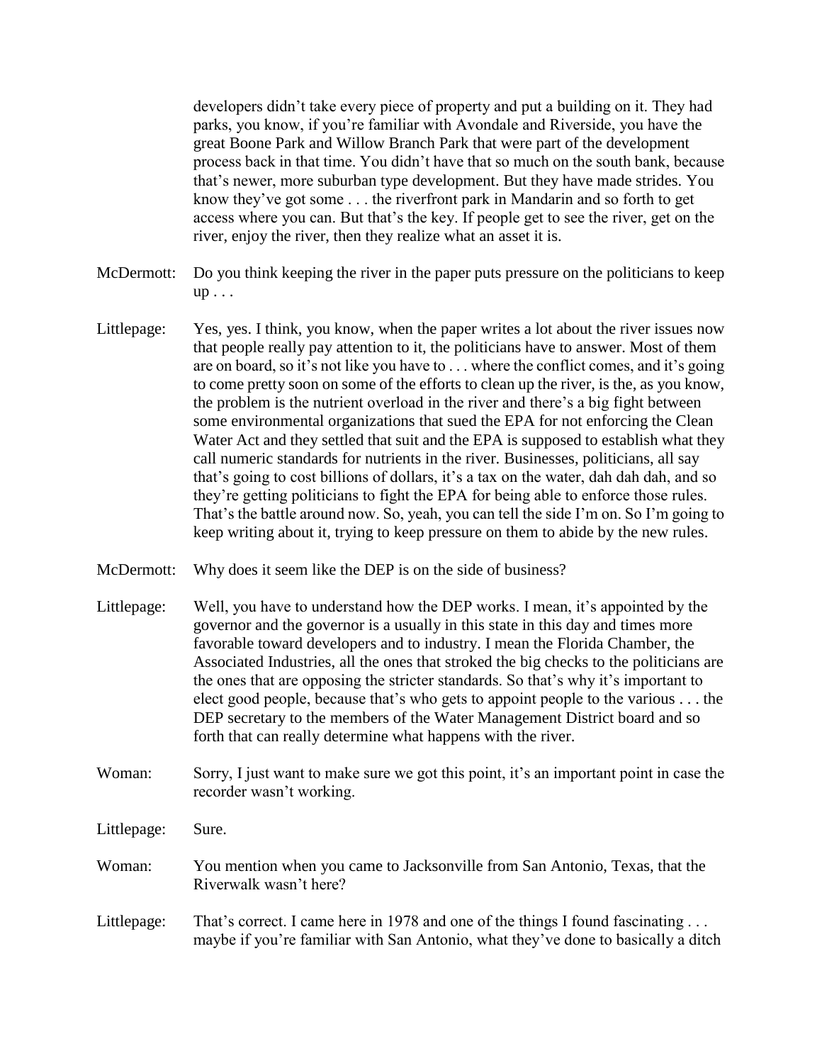developers didn't take every piece of property and put a building on it. They had parks, you know, if you're familiar with Avondale and Riverside, you have the great Boone Park and Willow Branch Park that were part of the development process back in that time. You didn't have that so much on the south bank, because that's newer, more suburban type development. But they have made strides. You know they've got some . . . the riverfront park in Mandarin and so forth to get access where you can. But that's the key. If people get to see the river, get on the river, enjoy the river, then they realize what an asset it is.

McDermott: Do you think keeping the river in the paper puts pressure on the politicians to keep up . . .

Littlepage: Yes, yes. I think, you know, when the paper writes a lot about the river issues now that people really pay attention to it, the politicians have to answer. Most of them are on board, so it's not like you have to . . . where the conflict comes, and it's going to come pretty soon on some of the efforts to clean up the river, is the, as you know, the problem is the nutrient overload in the river and there's a big fight between some environmental organizations that sued the EPA for not enforcing the Clean Water Act and they settled that suit and the EPA is supposed to establish what they call numeric standards for nutrients in the river. Businesses, politicians, all say that's going to cost billions of dollars, it's a tax on the water, dah dah dah, and so they're getting politicians to fight the EPA for being able to enforce those rules. That's the battle around now. So, yeah, you can tell the side I'm on. So I'm going to keep writing about it, trying to keep pressure on them to abide by the new rules.

McDermott: Why does it seem like the DEP is on the side of business?

Littlepage: Well, you have to understand how the DEP works. I mean, it's appointed by the governor and the governor is a usually in this state in this day and times more favorable toward developers and to industry. I mean the Florida Chamber, the Associated Industries, all the ones that stroked the big checks to the politicians are the ones that are opposing the stricter standards. So that's why it's important to elect good people, because that's who gets to appoint people to the various . . . the DEP secretary to the members of the Water Management District board and so forth that can really determine what happens with the river.

Woman: Sorry, I just want to make sure we got this point, it's an important point in case the recorder wasn't working.

Littlepage: Sure.

Woman: You mention when you came to Jacksonville from San Antonio, Texas, that the Riverwalk wasn't here?

Littlepage: That's correct. I came here in 1978 and one of the things I found fascinating . . . maybe if you're familiar with San Antonio, what they've done to basically a ditch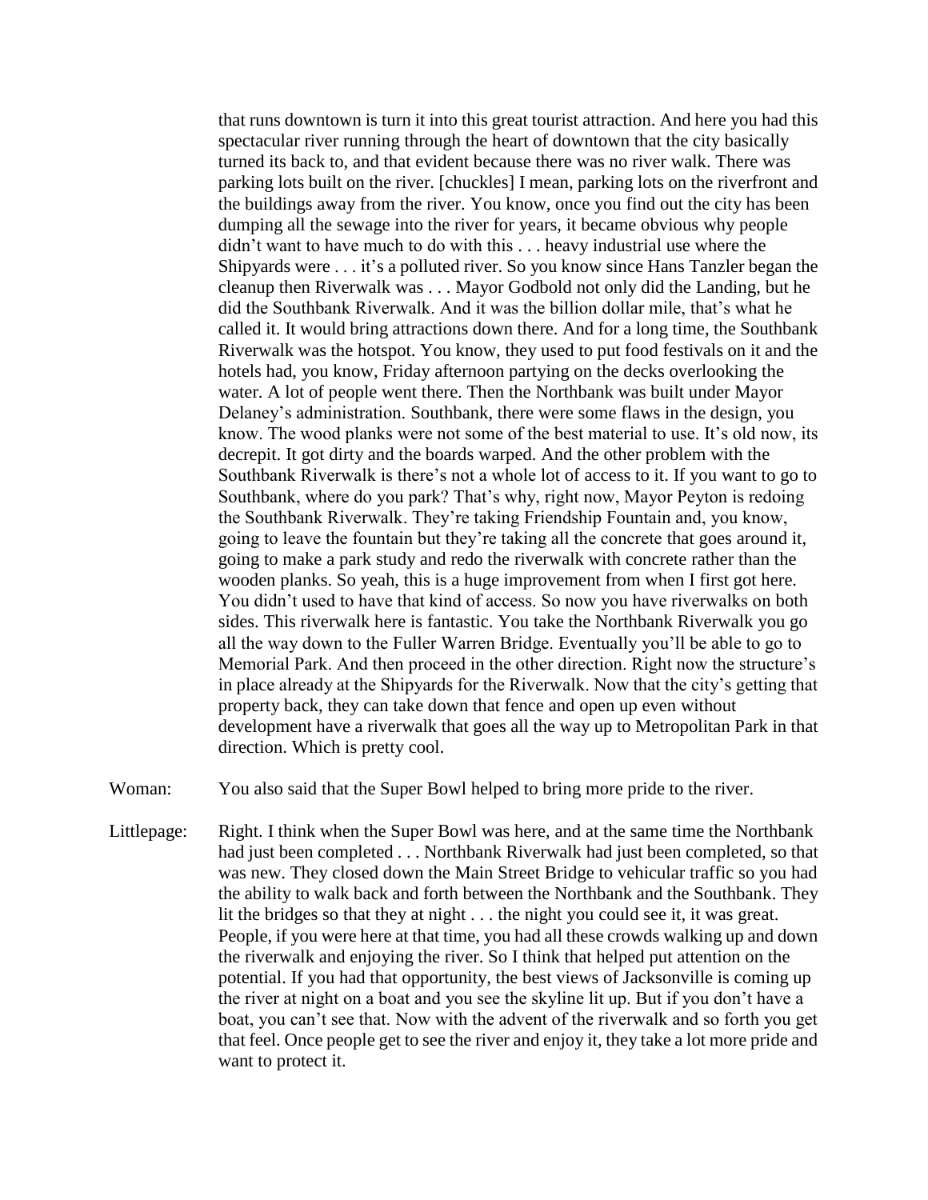that runs downtown is turn it into this great tourist attraction. And here you had this spectacular river running through the heart of downtown that the city basically turned its back to, and that evident because there was no river walk. There was parking lots built on the river. [chuckles] I mean, parking lots on the riverfront and the buildings away from the river. You know, once you find out the city has been dumping all the sewage into the river for years, it became obvious why people didn't want to have much to do with this . . . heavy industrial use where the Shipyards were . . . it's a polluted river. So you know since Hans Tanzler began the cleanup then Riverwalk was . . . Mayor Godbold not only did the Landing, but he did the Southbank Riverwalk. And it was the billion dollar mile, that's what he called it. It would bring attractions down there. And for a long time, the Southbank Riverwalk was the hotspot. You know, they used to put food festivals on it and the hotels had, you know, Friday afternoon partying on the decks overlooking the water. A lot of people went there. Then the Northbank was built under Mayor Delaney's administration. Southbank, there were some flaws in the design, you know. The wood planks were not some of the best material to use. It's old now, its decrepit. It got dirty and the boards warped. And the other problem with the Southbank Riverwalk is there's not a whole lot of access to it. If you want to go to Southbank, where do you park? That's why, right now, Mayor Peyton is redoing the Southbank Riverwalk. They're taking Friendship Fountain and, you know, going to leave the fountain but they're taking all the concrete that goes around it, going to make a park study and redo the riverwalk with concrete rather than the wooden planks. So yeah, this is a huge improvement from when I first got here. You didn't used to have that kind of access. So now you have riverwalks on both sides. This riverwalk here is fantastic. You take the Northbank Riverwalk you go all the way down to the Fuller Warren Bridge. Eventually you'll be able to go to Memorial Park. And then proceed in the other direction. Right now the structure's in place already at the Shipyards for the Riverwalk. Now that the city's getting that property back, they can take down that fence and open up even without development have a riverwalk that goes all the way up to Metropolitan Park in that direction. Which is pretty cool.

Woman: You also said that the Super Bowl helped to bring more pride to the river.

Littlepage: Right. I think when the Super Bowl was here, and at the same time the Northbank had just been completed . . . Northbank Riverwalk had just been completed, so that was new. They closed down the Main Street Bridge to vehicular traffic so you had the ability to walk back and forth between the Northbank and the Southbank. They lit the bridges so that they at night . . . the night you could see it, it was great. People, if you were here at that time, you had all these crowds walking up and down the riverwalk and enjoying the river. So I think that helped put attention on the potential. If you had that opportunity, the best views of Jacksonville is coming up the river at night on a boat and you see the skyline lit up. But if you don't have a boat, you can't see that. Now with the advent of the riverwalk and so forth you get that feel. Once people get to see the river and enjoy it, they take a lot more pride and want to protect it.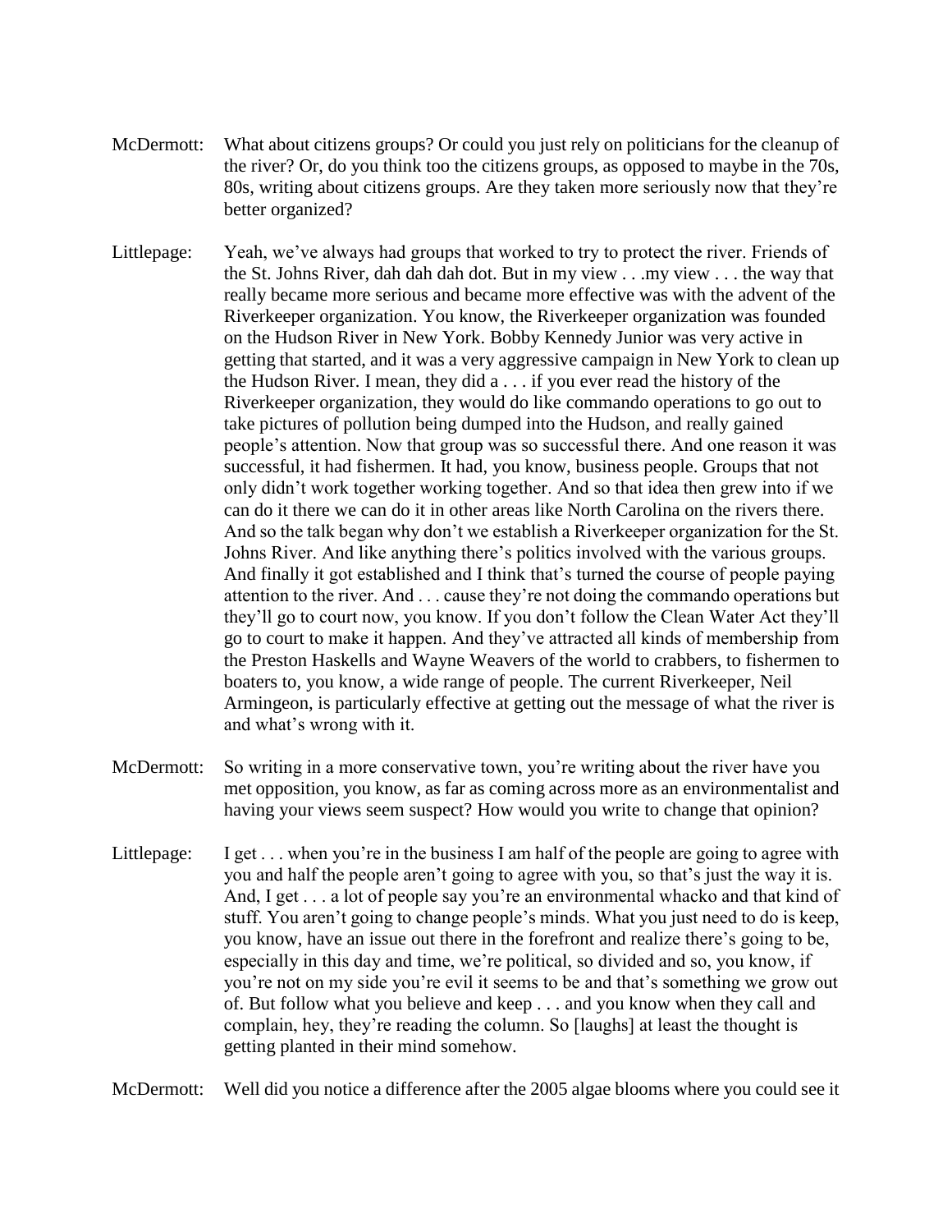McDermott: What about citizens groups? Or could you just rely on politicians for the cleanup of the river? Or, do you think too the citizens groups, as opposed to maybe in the 70s, 80s, writing about citizens groups. Are they taken more seriously now that they're better organized?

Littlepage: Yeah, we've always had groups that worked to try to protect the river. Friends of the St. Johns River, dah dah dah dot. But in my view . . .my view . . . the way that really became more serious and became more effective was with the advent of the Riverkeeper organization. You know, the Riverkeeper organization was founded on the Hudson River in New York. Bobby Kennedy Junior was very active in getting that started, and it was a very aggressive campaign in New York to clean up the Hudson River. I mean, they did a . . . if you ever read the history of the Riverkeeper organization, they would do like commando operations to go out to take pictures of pollution being dumped into the Hudson, and really gained people's attention. Now that group was so successful there. And one reason it was successful, it had fishermen. It had, you know, business people. Groups that not only didn't work together working together. And so that idea then grew into if we can do it there we can do it in other areas like North Carolina on the rivers there. And so the talk began why don't we establish a Riverkeeper organization for the St. Johns River. And like anything there's politics involved with the various groups. And finally it got established and I think that's turned the course of people paying attention to the river. And . . . cause they're not doing the commando operations but they'll go to court now, you know. If you don't follow the Clean Water Act they'll go to court to make it happen. And they've attracted all kinds of membership from the Preston Haskells and Wayne Weavers of the world to crabbers, to fishermen to boaters to, you know, a wide range of people. The current Riverkeeper, Neil Armingeon, is particularly effective at getting out the message of what the river is and what's wrong with it.

McDermott: So writing in a more conservative town, you're writing about the river have you met opposition, you know, as far as coming across more as an environmentalist and having your views seem suspect? How would you write to change that opinion?

Littlepage: I get . . . when you're in the business I am half of the people are going to agree with you and half the people aren't going to agree with you, so that's just the way it is. And, I get . . . a lot of people say you're an environmental whacko and that kind of stuff. You aren't going to change people's minds. What you just need to do is keep, you know, have an issue out there in the forefront and realize there's going to be, especially in this day and time, we're political, so divided and so, you know, if you're not on my side you're evil it seems to be and that's something we grow out of. But follow what you believe and keep . . . and you know when they call and complain, hey, they're reading the column. So [laughs] at least the thought is getting planted in their mind somehow.

McDermott: Well did you notice a difference after the 2005 algae blooms where you could see it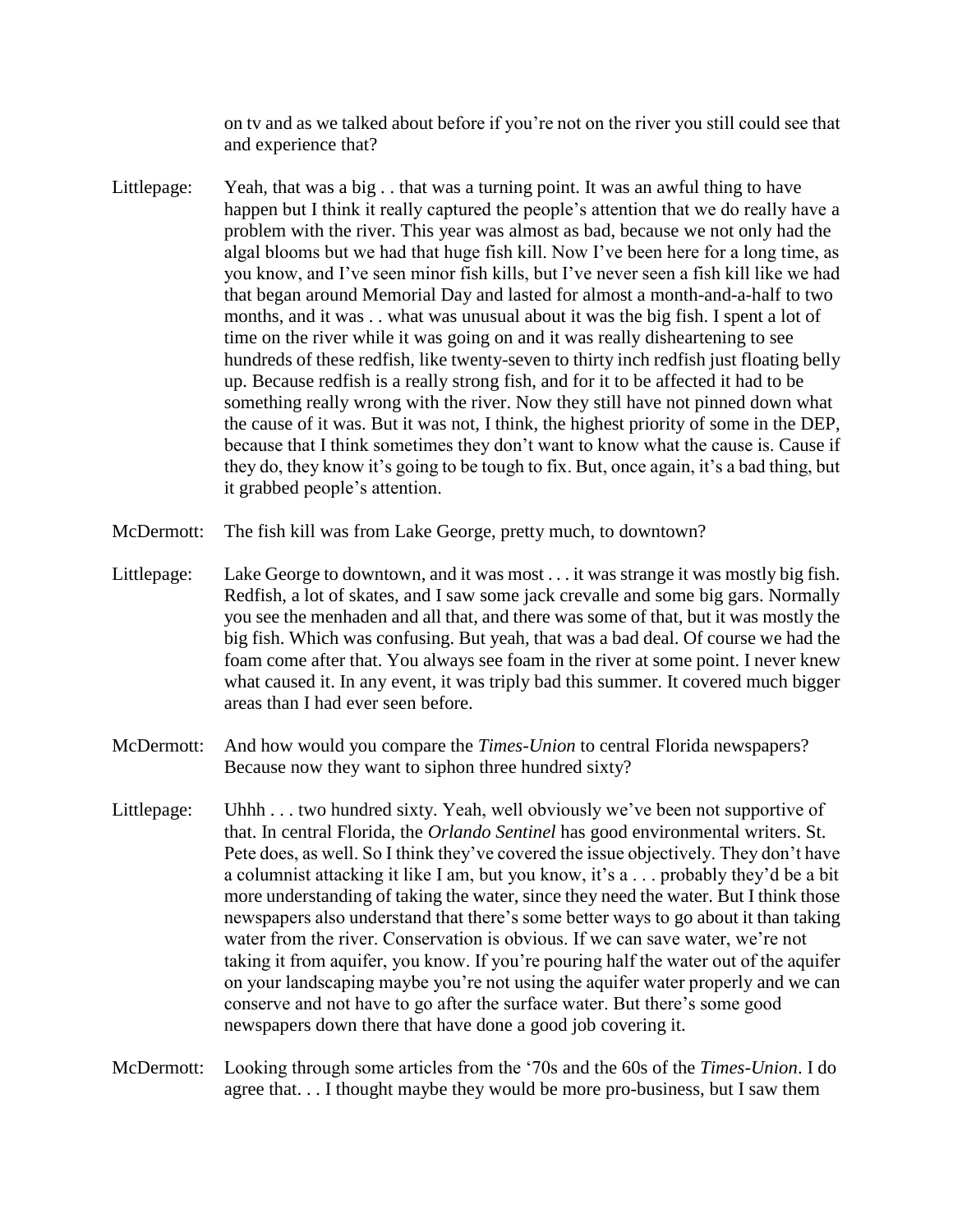on tv and as we talked about before if you're not on the river you still could see that and experience that?

Littlepage: Yeah, that was a big . . that was a turning point. It was an awful thing to have happen but I think it really captured the people's attention that we do really have a problem with the river. This year was almost as bad, because we not only had the algal blooms but we had that huge fish kill. Now I've been here for a long time, as you know, and I've seen minor fish kills, but I've never seen a fish kill like we had that began around Memorial Day and lasted for almost a month-and-a-half to two months, and it was . . what was unusual about it was the big fish. I spent a lot of time on the river while it was going on and it was really disheartening to see hundreds of these redfish, like twenty-seven to thirty inch redfish just floating belly up. Because redfish is a really strong fish, and for it to be affected it had to be something really wrong with the river. Now they still have not pinned down what the cause of it was. But it was not, I think, the highest priority of some in the DEP, because that I think sometimes they don't want to know what the cause is. Cause if they do, they know it's going to be tough to fix. But, once again, it's a bad thing, but it grabbed people's attention.

McDermott: The fish kill was from Lake George, pretty much, to downtown?

Littlepage: Lake George to downtown, and it was most . . . it was strange it was mostly big fish. Redfish, a lot of skates, and I saw some jack crevalle and some big gars. Normally you see the menhaden and all that, and there was some of that, but it was mostly the big fish. Which was confusing. But yeah, that was a bad deal. Of course we had the foam come after that. You always see foam in the river at some point. I never knew what caused it. In any event, it was triply bad this summer. It covered much bigger areas than I had ever seen before.

McDermott: And how would you compare the *Times-Union* to central Florida newspapers? Because now they want to siphon three hundred sixty?

Littlepage: Uhhh . . . two hundred sixty. Yeah, well obviously we've been not supportive of that. In central Florida, the *Orlando Sentinel* has good environmental writers. St. Pete does, as well. So I think they've covered the issue objectively. They don't have a columnist attacking it like I am, but you know, it's a . . . probably they'd be a bit more understanding of taking the water, since they need the water. But I think those newspapers also understand that there's some better ways to go about it than taking water from the river. Conservation is obvious. If we can save water, we're not taking it from aquifer, you know. If you're pouring half the water out of the aquifer on your landscaping maybe you're not using the aquifer water properly and we can conserve and not have to go after the surface water. But there's some good newspapers down there that have done a good job covering it.

McDermott: Looking through some articles from the '70s and the 60s of the *Times-Union*. I do agree that. . . I thought maybe they would be more pro-business, but I saw them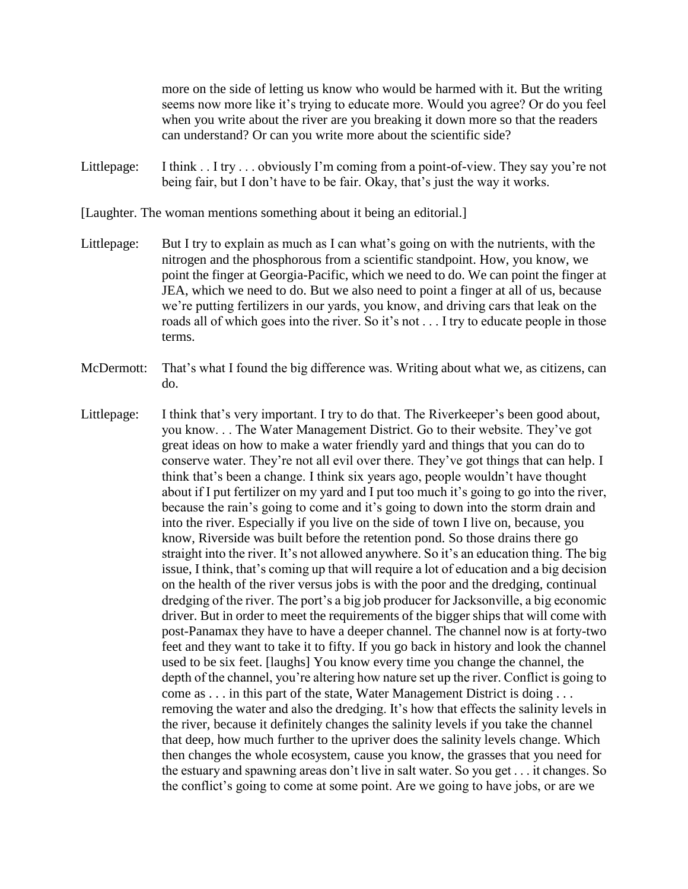more on the side of letting us know who would be harmed with it. But the writing seems now more like it's trying to educate more. Would you agree? Or do you feel when you write about the river are you breaking it down more so that the readers can understand? Or can you write more about the scientific side?

Littlepage: I think . . I try . . . obviously I'm coming from a point-of-view. They say you're not being fair, but I don't have to be fair. Okay, that's just the way it works.

[Laughter. The woman mentions something about it being an editorial.]

Littlepage: But I try to explain as much as I can what's going on with the nutrients, with the nitrogen and the phosphorous from a scientific standpoint. How, you know, we point the finger at Georgia-Pacific, which we need to do. We can point the finger at JEA, which we need to do. But we also need to point a finger at all of us, because we're putting fertilizers in our yards, you know, and driving cars that leak on the roads all of which goes into the river. So it's not . . . I try to educate people in those terms.

McDermott: That's what I found the big difference was. Writing about what we, as citizens, can do.

Littlepage: I think that's very important. I try to do that. The Riverkeeper's been good about, you know. . . The Water Management District. Go to their website. They've got great ideas on how to make a water friendly yard and things that you can do to conserve water. They're not all evil over there. They've got things that can help. I think that's been a change. I think six years ago, people wouldn't have thought about if I put fertilizer on my yard and I put too much it's going to go into the river, because the rain's going to come and it's going to down into the storm drain and into the river. Especially if you live on the side of town I live on, because, you know, Riverside was built before the retention pond. So those drains there go straight into the river. It's not allowed anywhere. So it's an education thing. The big issue, I think, that's coming up that will require a lot of education and a big decision on the health of the river versus jobs is with the poor and the dredging, continual dredging of the river. The port's a big job producer for Jacksonville, a big economic driver. But in order to meet the requirements of the bigger ships that will come with post-Panamax they have to have a deeper channel. The channel now is at forty-two feet and they want to take it to fifty. If you go back in history and look the channel used to be six feet. [laughs] You know every time you change the channel, the depth of the channel, you're altering how nature set up the river. Conflict is going to come as . . . in this part of the state, Water Management District is doing . . . removing the water and also the dredging. It's how that effects the salinity levels in the river, because it definitely changes the salinity levels if you take the channel that deep, how much further to the upriver does the salinity levels change. Which then changes the whole ecosystem, cause you know, the grasses that you need for the estuary and spawning areas don't live in salt water. So you get . . . it changes. So the conflict's going to come at some point. Are we going to have jobs, or are we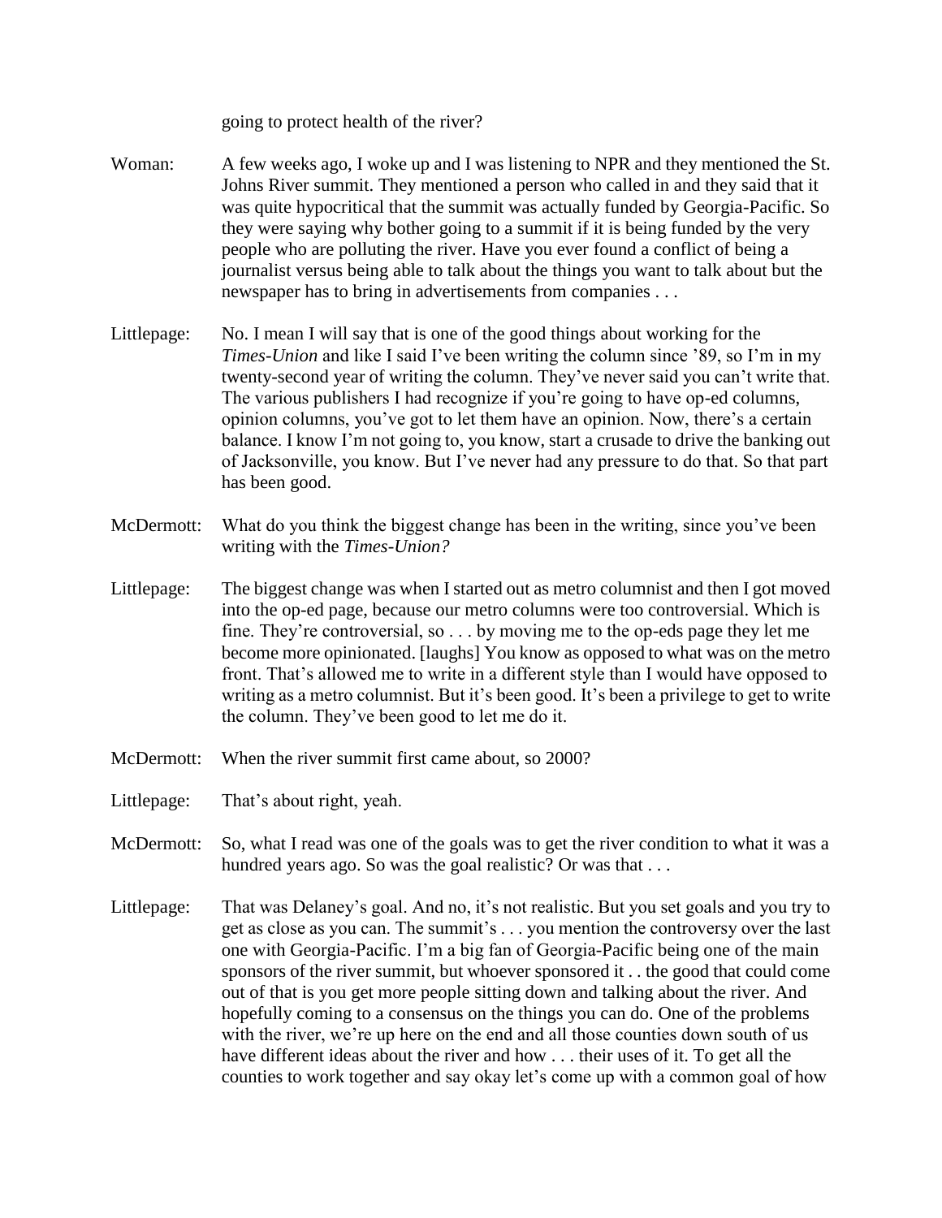going to protect health of the river?

Woman: A few weeks ago, I woke up and I was listening to NPR and they mentioned the St. Johns River summit. They mentioned a person who called in and they said that it was quite hypocritical that the summit was actually funded by Georgia-Pacific. So they were saying why bother going to a summit if it is being funded by the very people who are polluting the river. Have you ever found a conflict of being a journalist versus being able to talk about the things you want to talk about but the newspaper has to bring in advertisements from companies . . .

Littlepage: No. I mean I will say that is one of the good things about working for the *Times-Union* and like I said I've been writing the column since '89, so I'm in my twenty-second year of writing the column. They've never said you can't write that. The various publishers I had recognize if you're going to have op-ed columns, opinion columns, you've got to let them have an opinion. Now, there's a certain balance. I know I'm not going to, you know, start a crusade to drive the banking out of Jacksonville, you know. But I've never had any pressure to do that. So that part has been good.

McDermott: What do you think the biggest change has been in the writing, since you've been writing with the *Times-Union?*

Littlepage: The biggest change was when I started out as metro columnist and then I got moved into the op-ed page, because our metro columns were too controversial. Which is fine. They're controversial, so . . . by moving me to the op-eds page they let me become more opinionated. [laughs] You know as opposed to what was on the metro front. That's allowed me to write in a different style than I would have opposed to writing as a metro columnist. But it's been good. It's been a privilege to get to write the column. They've been good to let me do it.

McDermott: When the river summit first came about, so 2000?

Littlepage: That's about right, yeah.

McDermott: So, what I read was one of the goals was to get the river condition to what it was a hundred years ago. So was the goal realistic? Or was that . . .

Littlepage: That was Delaney's goal. And no, it's not realistic. But you set goals and you try to get as close as you can. The summit's . . . you mention the controversy over the last one with Georgia-Pacific. I'm a big fan of Georgia-Pacific being one of the main sponsors of the river summit, but whoever sponsored it . . the good that could come out of that is you get more people sitting down and talking about the river. And hopefully coming to a consensus on the things you can do. One of the problems with the river, we're up here on the end and all those counties down south of us have different ideas about the river and how . . . their uses of it. To get all the counties to work together and say okay let's come up with a common goal of how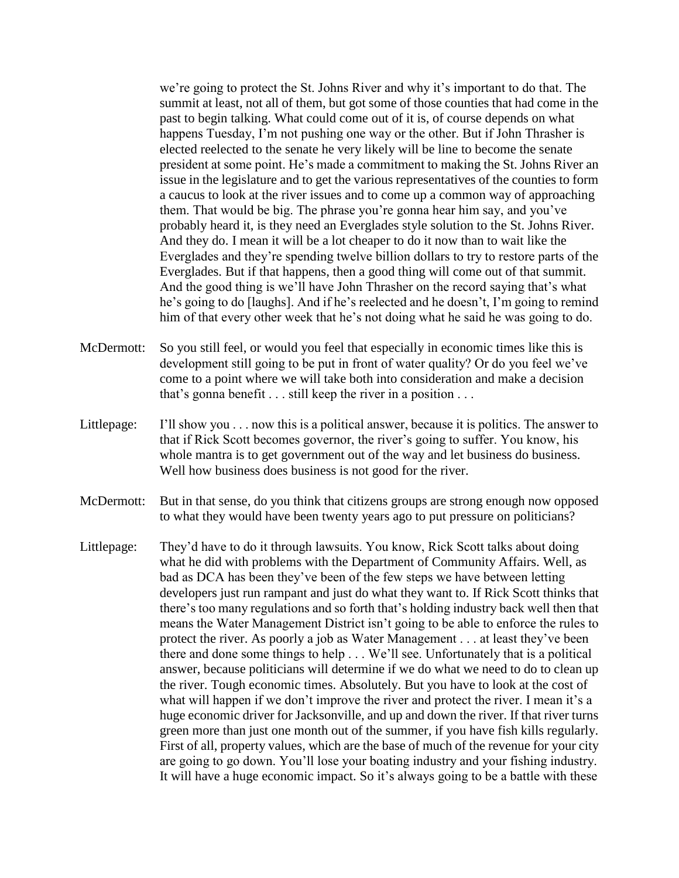we're going to protect the St. Johns River and why it's important to do that. The summit at least, not all of them, but got some of those counties that had come in the past to begin talking. What could come out of it is, of course depends on what happens Tuesday, I'm not pushing one way or the other. But if John Thrasher is elected reelected to the senate he very likely will be line to become the senate president at some point. He's made a commitment to making the St. Johns River an issue in the legislature and to get the various representatives of the counties to form a caucus to look at the river issues and to come up a common way of approaching them. That would be big. The phrase you're gonna hear him say, and you've probably heard it, is they need an Everglades style solution to the St. Johns River. And they do. I mean it will be a lot cheaper to do it now than to wait like the Everglades and they're spending twelve billion dollars to try to restore parts of the Everglades. But if that happens, then a good thing will come out of that summit. And the good thing is we'll have John Thrasher on the record saying that's what he's going to do [laughs]. And if he's reelected and he doesn't, I'm going to remind him of that every other week that he's not doing what he said he was going to do.

McDermott: So you still feel, or would you feel that especially in economic times like this is development still going to be put in front of water quality? Or do you feel we've come to a point where we will take both into consideration and make a decision that's gonna benefit . . . still keep the river in a position . . .

Littlepage: I'll show you . . . now this is a political answer, because it is politics. The answer to that if Rick Scott becomes governor, the river's going to suffer. You know, his whole mantra is to get government out of the way and let business do business. Well how business does business is not good for the river.

McDermott: But in that sense, do you think that citizens groups are strong enough now opposed to what they would have been twenty years ago to put pressure on politicians?

Littlepage: They'd have to do it through lawsuits. You know, Rick Scott talks about doing what he did with problems with the Department of Community Affairs. Well, as bad as DCA has been they've been of the few steps we have between letting developers just run rampant and just do what they want to. If Rick Scott thinks that there's too many regulations and so forth that's holding industry back well then that means the Water Management District isn't going to be able to enforce the rules to protect the river. As poorly a job as Water Management . . . at least they've been there and done some things to help . . . We'll see. Unfortunately that is a political answer, because politicians will determine if we do what we need to do to clean up the river. Tough economic times. Absolutely. But you have to look at the cost of what will happen if we don't improve the river and protect the river. I mean it's a huge economic driver for Jacksonville, and up and down the river. If that river turns green more than just one month out of the summer, if you have fish kills regularly. First of all, property values, which are the base of much of the revenue for your city are going to go down. You'll lose your boating industry and your fishing industry. It will have a huge economic impact. So it's always going to be a battle with these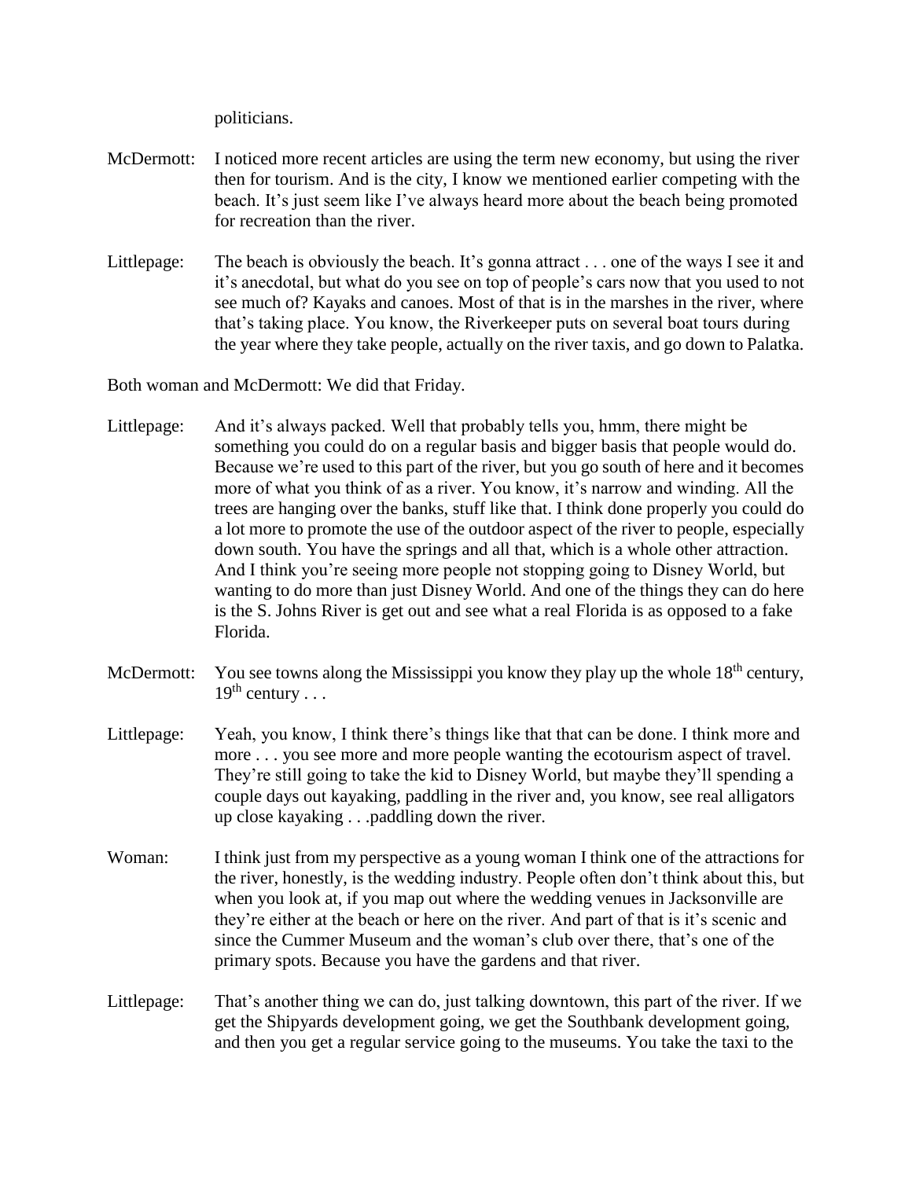politicians.

McDermott: I noticed more recent articles are using the term new economy, but using the river then for tourism. And is the city, I know we mentioned earlier competing with the beach. It's just seem like I've always heard more about the beach being promoted for recreation than the river.

Littlepage: The beach is obviously the beach. It's gonna attract . . . one of the ways I see it and it's anecdotal, but what do you see on top of people's cars now that you used to not see much of? Kayaks and canoes. Most of that is in the marshes in the river, where that's taking place. You know, the Riverkeeper puts on several boat tours during the year where they take people, actually on the river taxis, and go down to Palatka.

Both woman and McDermott: We did that Friday.

Littlepage: And it's always packed. Well that probably tells you, hmm, there might be something you could do on a regular basis and bigger basis that people would do. Because we're used to this part of the river, but you go south of here and it becomes more of what you think of as a river. You know, it's narrow and winding. All the trees are hanging over the banks, stuff like that. I think done properly you could do a lot more to promote the use of the outdoor aspect of the river to people, especially down south. You have the springs and all that, which is a whole other attraction. And I think you're seeing more people not stopping going to Disney World, but wanting to do more than just Disney World. And one of the things they can do here is the S. Johns River is get out and see what a real Florida is as opposed to a fake Florida.

McDermott: You see towns along the Mississippi you know they play up the whole 18th century, 19th century . . .

Littlepage: Yeah, you know, I think there's things like that that can be done. I think more and more . . . you see more and more people wanting the ecotourism aspect of travel. They're still going to take the kid to Disney World, but maybe they'll spending a couple days out kayaking, paddling in the river and, you know, see real alligators up close kayaking . . .paddling down the river.

Woman: I think just from my perspective as a young woman I think one of the attractions for the river, honestly, is the wedding industry. People often don't think about this, but when you look at, if you map out where the wedding venues in Jacksonville are they're either at the beach or here on the river. And part of that is it's scenic and since the Cummer Museum and the woman's club over there, that's one of the primary spots. Because you have the gardens and that river.

Littlepage: That's another thing we can do, just talking downtown, this part of the river. If we get the Shipyards development going, we get the Southbank development going, and then you get a regular service going to the museums. You take the taxi to the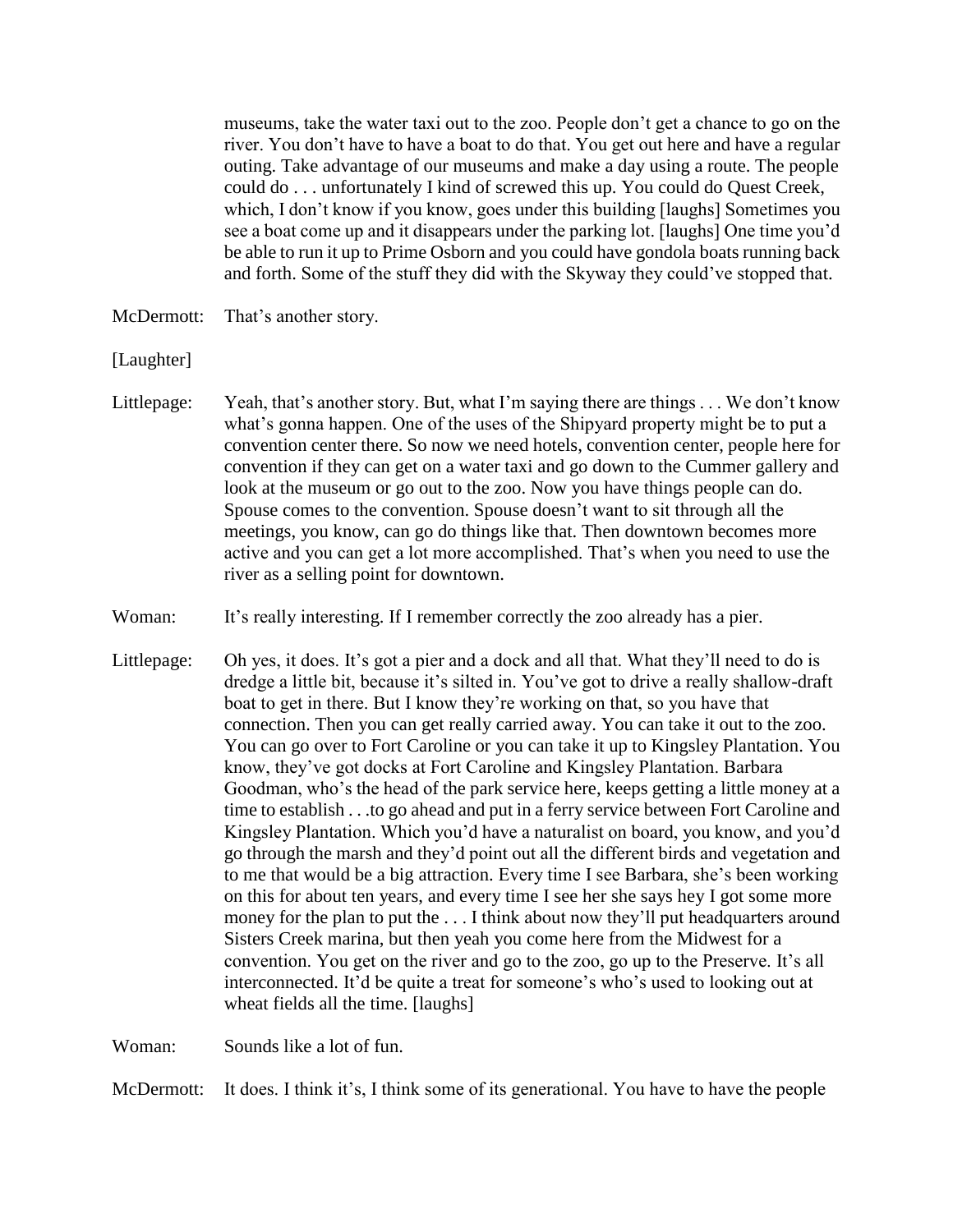museums, take the water taxi out to the zoo. People don't get a chance to go on the river. You don't have to have a boat to do that. You get out here and have a regular outing. Take advantage of our museums and make a day using a route. The people could do . . . unfortunately I kind of screwed this up. You could do Quest Creek, which, I don't know if you know, goes under this building [laughs] Sometimes you see a boat come up and it disappears under the parking lot. [laughs] One time you'd be able to run it up to Prime Osborn and you could have gondola boats running back and forth. Some of the stuff they did with the Skyway they could've stopped that.

McDermott: That's another story.

[Laughter]

Littlepage: Yeah, that's another story. But, what I'm saying there are things . . . We don't know what's gonna happen. One of the uses of the Shipyard property might be to put a convention center there. So now we need hotels, convention center, people here for convention if they can get on a water taxi and go down to the Cummer gallery and look at the museum or go out to the zoo. Now you have things people can do. Spouse comes to the convention. Spouse doesn't want to sit through all the meetings, you know, can go do things like that. Then downtown becomes more active and you can get a lot more accomplished. That's when you need to use the river as a selling point for downtown.

Woman: It's really interesting. If I remember correctly the zoo already has a pier.

Littlepage: Oh yes, it does. It's got a pier and a dock and all that. What they'll need to do is dredge a little bit, because it's silted in. You've got to drive a really shallow-draft boat to get in there. But I know they're working on that, so you have that connection. Then you can get really carried away. You can take it out to the zoo. You can go over to Fort Caroline or you can take it up to Kingsley Plantation. You know, they've got docks at Fort Caroline and Kingsley Plantation. Barbara Goodman, who's the head of the park service here, keeps getting a little money at a time to establish . . .to go ahead and put in a ferry service between Fort Caroline and Kingsley Plantation. Which you'd have a naturalist on board, you know, and you'd go through the marsh and they'd point out all the different birds and vegetation and to me that would be a big attraction. Every time I see Barbara, she's been working on this for about ten years, and every time I see her she says hey I got some more money for the plan to put the . . . I think about now they'll put headquarters around Sisters Creek marina, but then yeah you come here from the Midwest for a convention. You get on the river and go to the zoo, go up to the Preserve. It's all interconnected. It'd be quite a treat for someone's who's used to looking out at wheat fields all the time. [laughs]

Woman: Sounds like a lot of fun.

McDermott: It does. I think it's, I think some of its generational. You have to have the people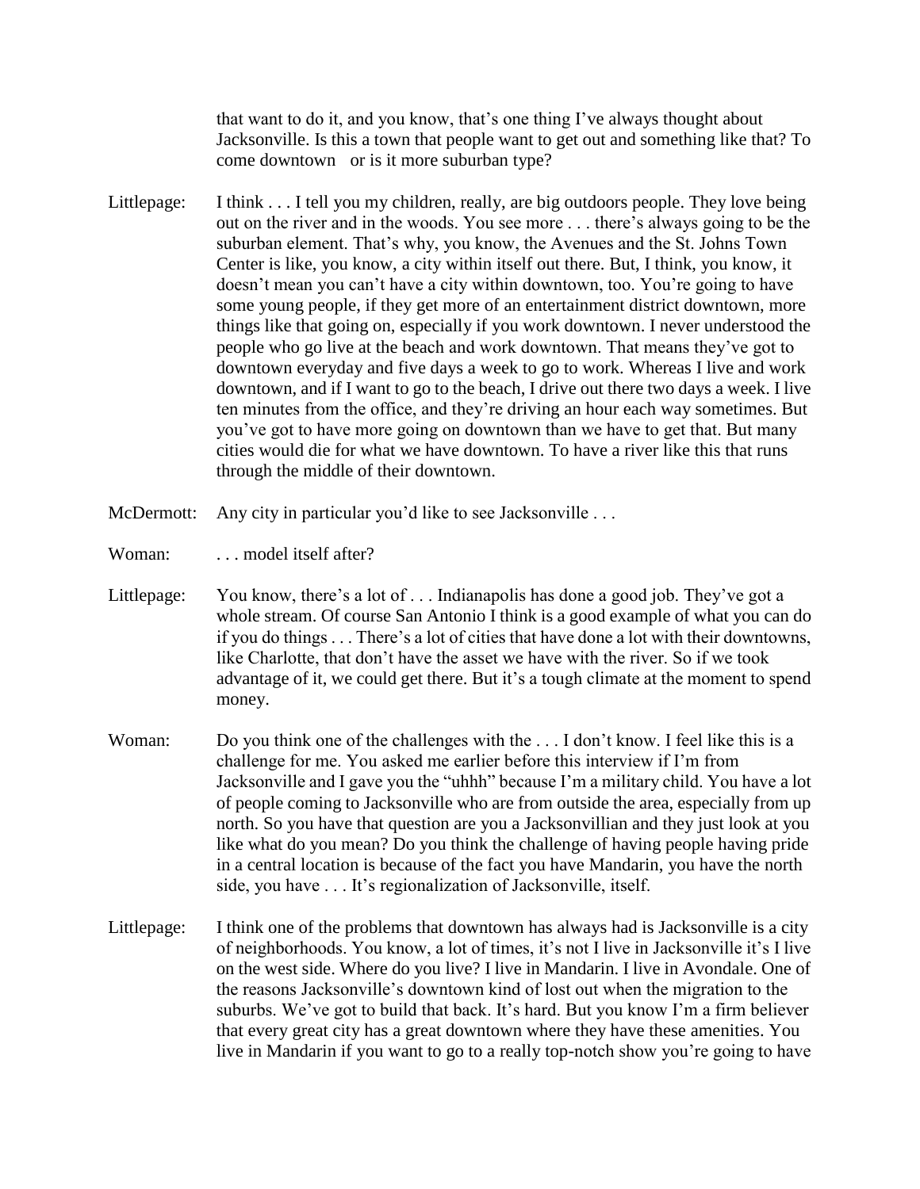that want to do it, and you know, that's one thing I've always thought about Jacksonville. Is this a town that people want to get out and something like that? To come downtown or is it more suburban type?

Littlepage: I think . . . I tell you my children, really, are big outdoors people. They love being out on the river and in the woods. You see more . . . there's always going to be the suburban element. That's why, you know, the Avenues and the St. Johns Town Center is like, you know, a city within itself out there. But, I think, you know, it doesn't mean you can't have a city within downtown, too. You're going to have some young people, if they get more of an entertainment district downtown, more things like that going on, especially if you work downtown. I never understood the people who go live at the beach and work downtown. That means they've got to downtown everyday and five days a week to go to work. Whereas I live and work downtown, and if I want to go to the beach, I drive out there two days a week. I live ten minutes from the office, and they're driving an hour each way sometimes. But you've got to have more going on downtown than we have to get that. But many cities would die for what we have downtown. To have a river like this that runs through the middle of their downtown.

McDermott: Any city in particular you'd like to see Jacksonville . . .

Woman: . . . model itself after?

Littlepage: You know, there's a lot of . . . Indianapolis has done a good job. They've got a whole stream. Of course San Antonio I think is a good example of what you can do if you do things . . . There's a lot of cities that have done a lot with their downtowns, like Charlotte, that don't have the asset we have with the river. So if we took advantage of it, we could get there. But it's a tough climate at the moment to spend money.

Woman: Do you think one of the challenges with the . . . I don't know. I feel like this is a challenge for me. You asked me earlier before this interview if I'm from Jacksonville and I gave you the "uhhh" because I'm a military child. You have a lot of people coming to Jacksonville who are from outside the area, especially from up north. So you have that question are you a Jacksonvillian and they just look at you like what do you mean? Do you think the challenge of having people having pride in a central location is because of the fact you have Mandarin, you have the north side, you have . . . It's regionalization of Jacksonville, itself.

Littlepage: I think one of the problems that downtown has always had is Jacksonville is a city of neighborhoods. You know, a lot of times, it's not I live in Jacksonville it's I live on the west side. Where do you live? I live in Mandarin. I live in Avondale. One of the reasons Jacksonville's downtown kind of lost out when the migration to the suburbs. We've got to build that back. It's hard. But you know I'm a firm believer that every great city has a great downtown where they have these amenities. You live in Mandarin if you want to go to a really top-notch show you're going to have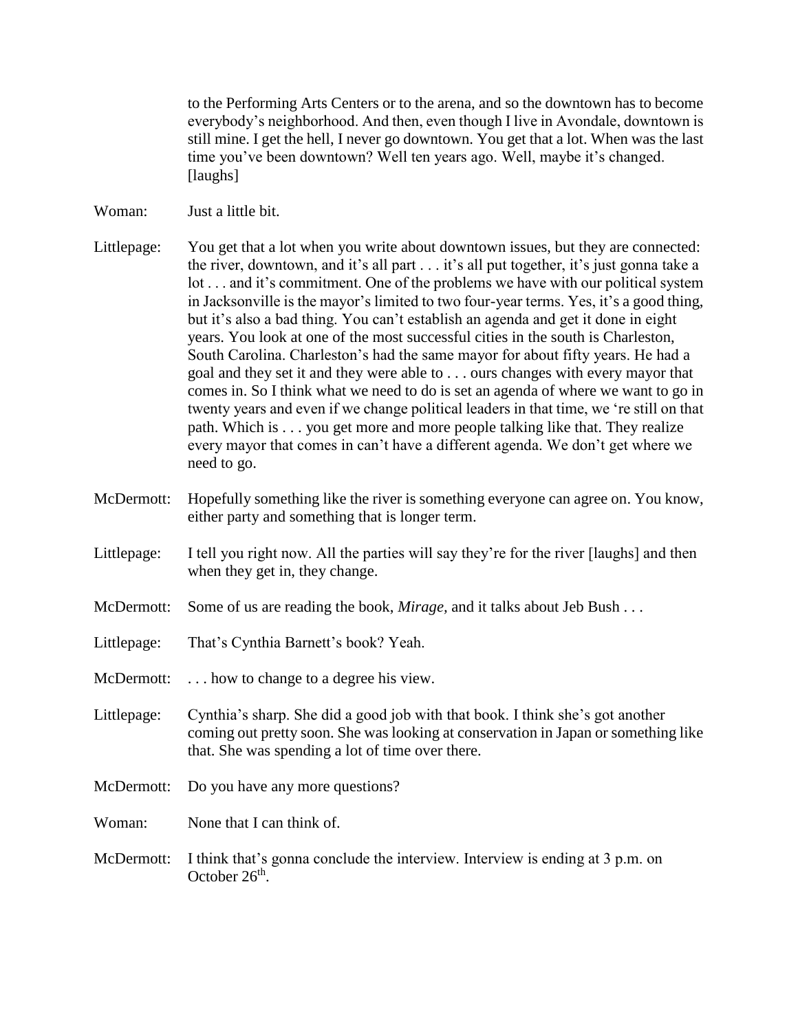to the Performing Arts Centers or to the arena, and so the downtown has to become everybody's neighborhood. And then, even though I live in Avondale, downtown is still mine. I get the hell, I never go downtown. You get that a lot. When was the last time you've been downtown? Well ten years ago. Well, maybe it's changed. [laughs]

Woman: Just a little bit.

Littlepage: You get that a lot when you write about downtown issues, but they are connected: the river, downtown, and it's all part . . . it's all put together, it's just gonna take a lot . . . and it's commitment. One of the problems we have with our political system in Jacksonville is the mayor's limited to two four-year terms. Yes, it's a good thing, but it's also a bad thing. You can't establish an agenda and get it done in eight years. You look at one of the most successful cities in the south is Charleston, South Carolina. Charleston's had the same mayor for about fifty years. He had a goal and they set it and they were able to . . . ours changes with every mayor that comes in. So I think what we need to do is set an agenda of where we want to go in twenty years and even if we change political leaders in that time, we 're still on that path. Which is . . . you get more and more people talking like that. They realize every mayor that comes in can't have a different agenda. We don't get where we need to go.

McDermott: Hopefully something like the river is something everyone can agree on. You know, either party and something that is longer term.

Littlepage: I tell you right now. All the parties will say they're for the river [laughs] and then when they get in, they change.

McDermott: Some of us are reading the book, *Mirage,* and it talks about Jeb Bush . . .

Littlepage: That's Cynthia Barnett's book? Yeah.

McDermott: . . . how to change to a degree his view.

Littlepage: Cynthia's sharp. She did a good job with that book. I think she's got another coming out pretty soon. She was looking at conservation in Japan or something like that. She was spending a lot of time over there.

McDermott: Do you have any more questions?

Woman: None that I can think of.

McDermott: I think that's gonna conclude the interview. Interview is ending at 3 p.m. on October 26th.